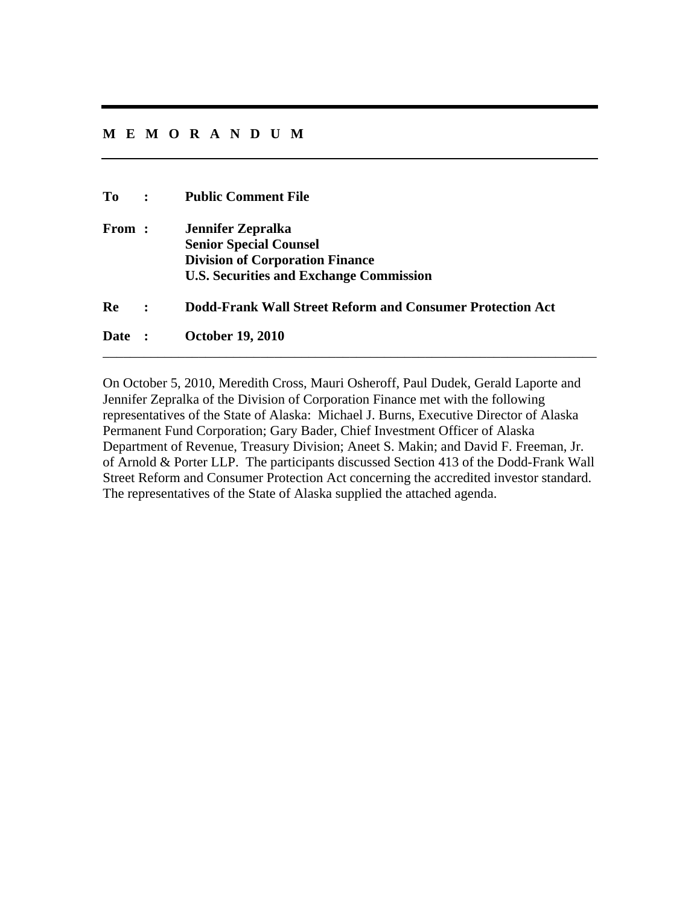# M E M O R A N D U M

**To :** **Public Comment File**

**From :** **Jennifer Zepralka**
**Senior Special Counsel**
**Division of Corporation Finance**
**U.S. Securities and Exchange Commission**

**Re :** **Dodd-Frank Wall Street Reform and Consumer Protection Act**

**Date :** **October 19, 2010**

---

On October 5, 2010, Meredith Cross, Mauri Osheroff, Paul Dudek, Gerald Laporte and Jennifer Zepralka of the Division of Corporation Finance met with the following representatives of the State of Alaska: Michael J. Burns, Executive Director of Alaska Permanent Fund Corporation; Gary Bader, Chief Investment Officer of Alaska Department of Revenue, Treasury Division; Aneet S. Makin; and David F. Freeman, Jr. of Arnold & Porter LLP. The participants discussed Section 413 of the Dodd-Frank Wall Street Reform and Consumer Protection Act concerning the accredited investor standard. The representatives of the State of Alaska supplied the attached agenda.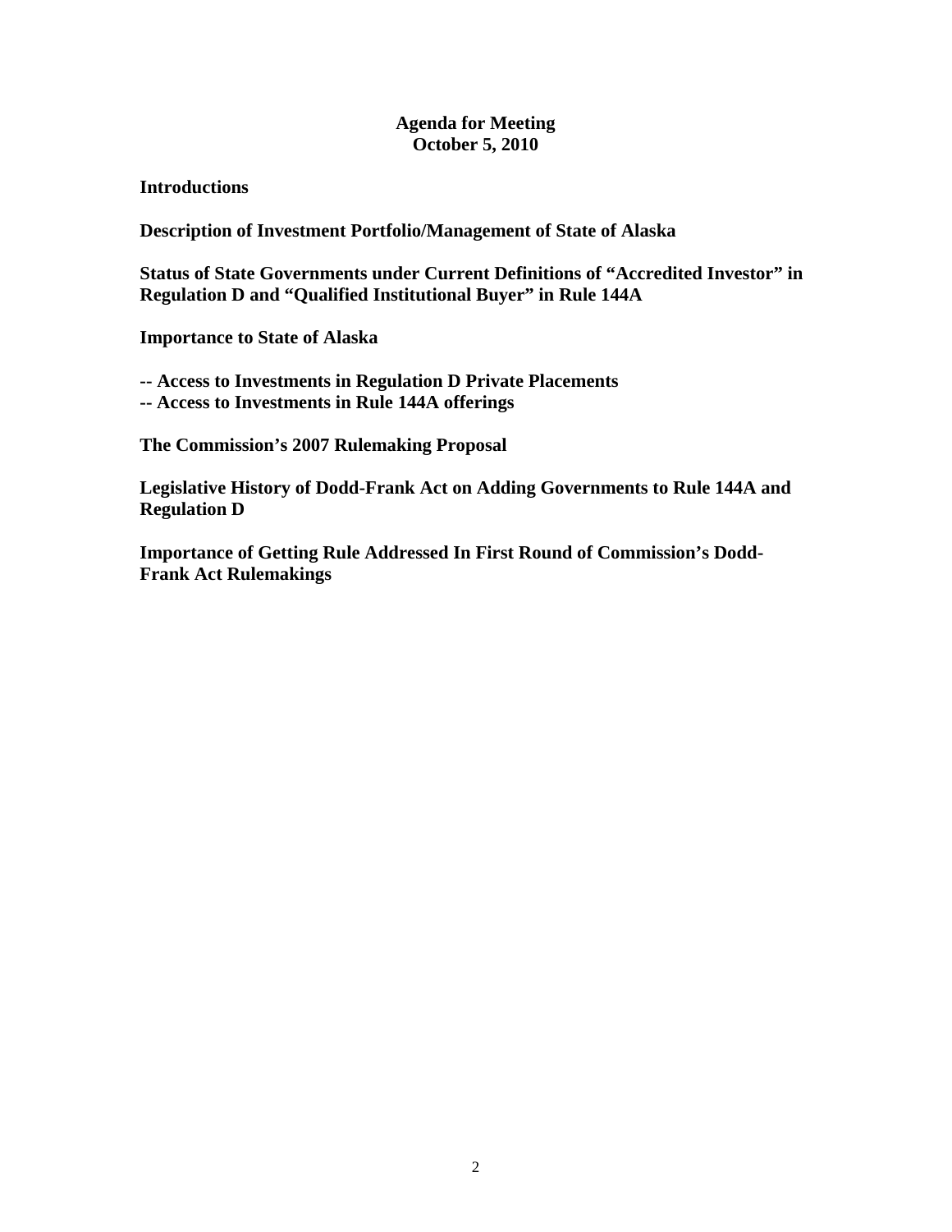**Agenda for Meeting**
**October 5, 2010**

**Introductions**

**Description of Investment Portfolio/Management of State of Alaska**

**Status of State Governments under Current Definitions of "Accredited Investor" in Regulation D and "Qualified Institutional Buyer" in Rule 144A**

**Importance to State of Alaska**

**-- Access to Investments in Regulation D Private Placements**
**-- Access to Investments in Rule 144A offerings**

**The Commission's 2007 Rulemaking Proposal**

**Legislative History of Dodd-Frank Act on Adding Governments to Rule 144A and Regulation D**

**Importance of Getting Rule Addressed In First Round of Commission's Dodd-Frank Act Rulemakings**